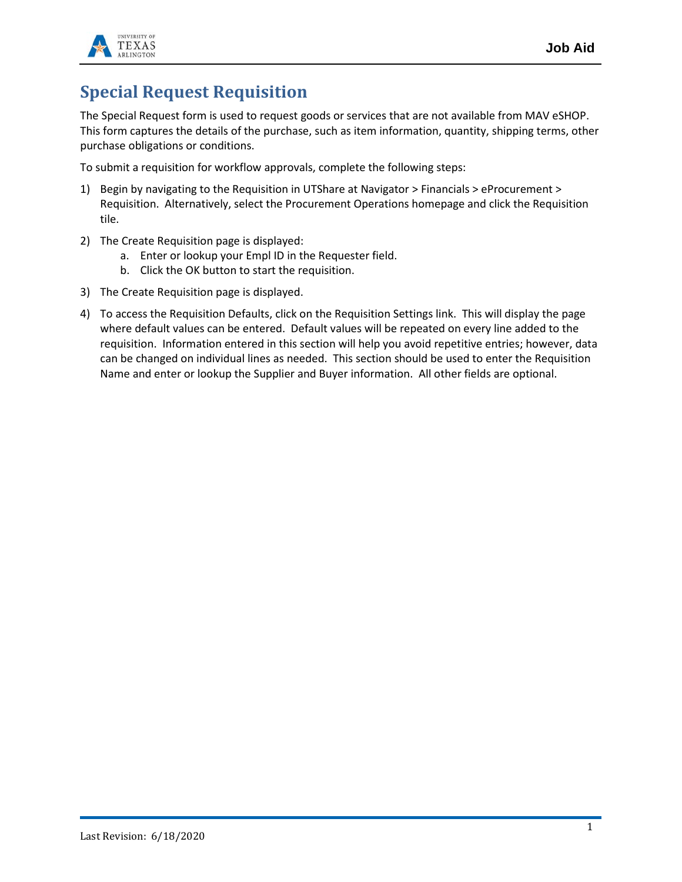# Special Request Requisition

The Special Request form is used to request goods or services that are not available from MAV eSHOP. This form captures the details of the purchase, such as item information, quantity, shipping terms, other purchase obligations or conditions.

To submit a requisition for workflow approvals, complete the following steps:

1) Begin by navigating to the Requisition in UTShare at Navigator > Financials > eProcurement > Requisition. Alternatively, select the Procurement Operations homepage and click the Requisition tile.

2) The Create Requisition page is displayed:
   a. Enter or lookup your Empl ID in the Requester field.
   b. Click the OK button to start the requisition.

3) The Create Requisition page is displayed.

4) To access the Requisition Defaults, click on the Requisition Settings link. This will display the page where default values can be entered. Default values will be repeated on every line added to the requisition. Information entered in this section will help you avoid repetitive entries; however, data can be changed on individual lines as needed. This section should be used to enter the Requisition Name and enter or lookup the Supplier and Buyer information. All other fields are optional.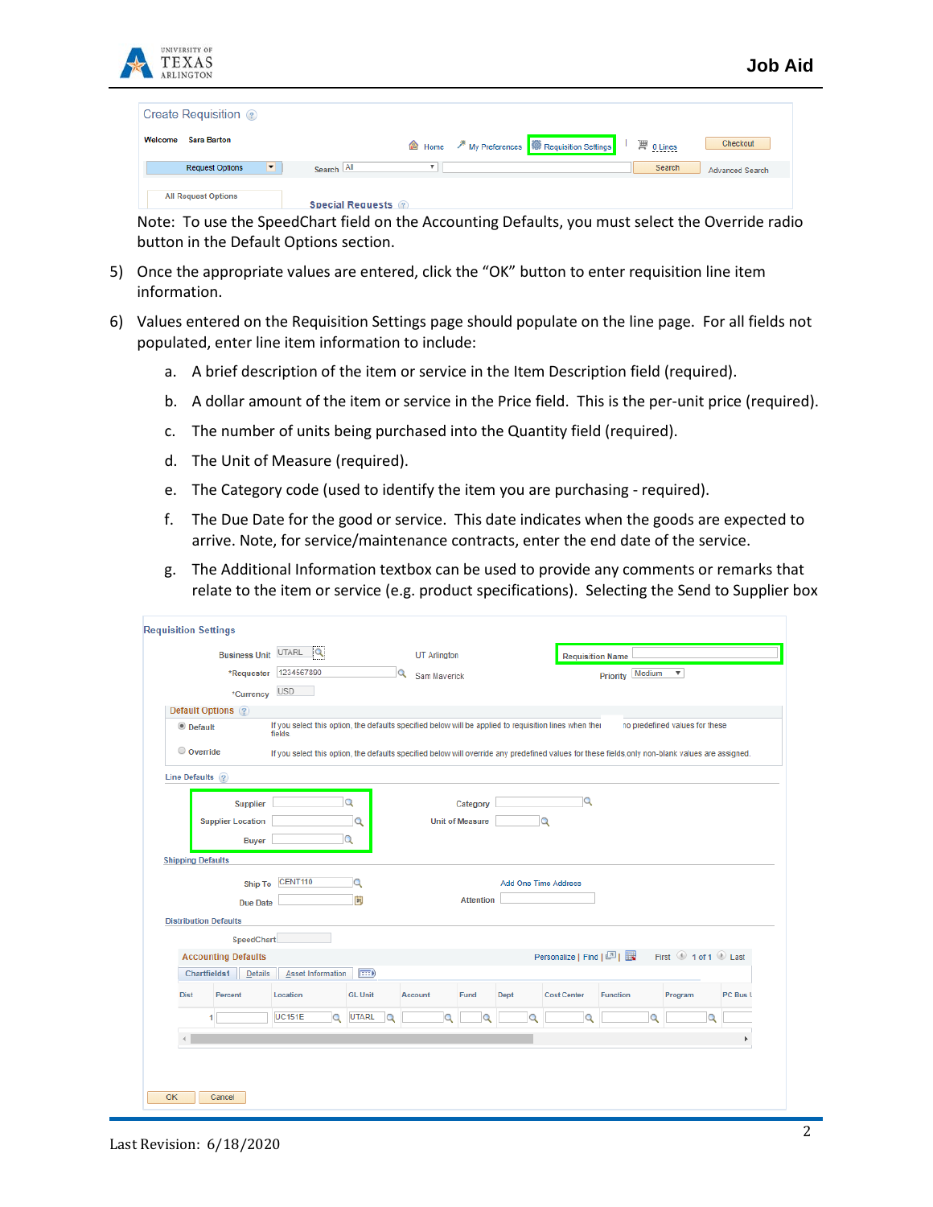Note: To use the SpeedChart field on the Accounting Defaults, you must select the Override radio button in the Default Options section.

5) Once the appropriate values are entered, click the “OK” button to enter requisition line item information.

6) Values entered on the Requisition Settings page should populate on the line page. For all fields not populated, enter line item information to include:

   a. A brief description of the item or service in the Item Description field (required).

   b. A dollar amount of the item or service in the Price field. This is the per-unit price (required).

   c. The number of units being purchased into the Quantity field (required).

   d. The Unit of Measure (required).

   e. The Category code (used to identify the item you are purchasing - required).

   f. The Due Date for the good or service. This date indicates when the goods are expected to arrive. Note, for service/maintenance contracts, enter the end date of the service.

   g. The Additional Information textbox can be used to provide any comments or remarks that relate to the item or service (e.g. product specifications). Selecting the Send to Supplier box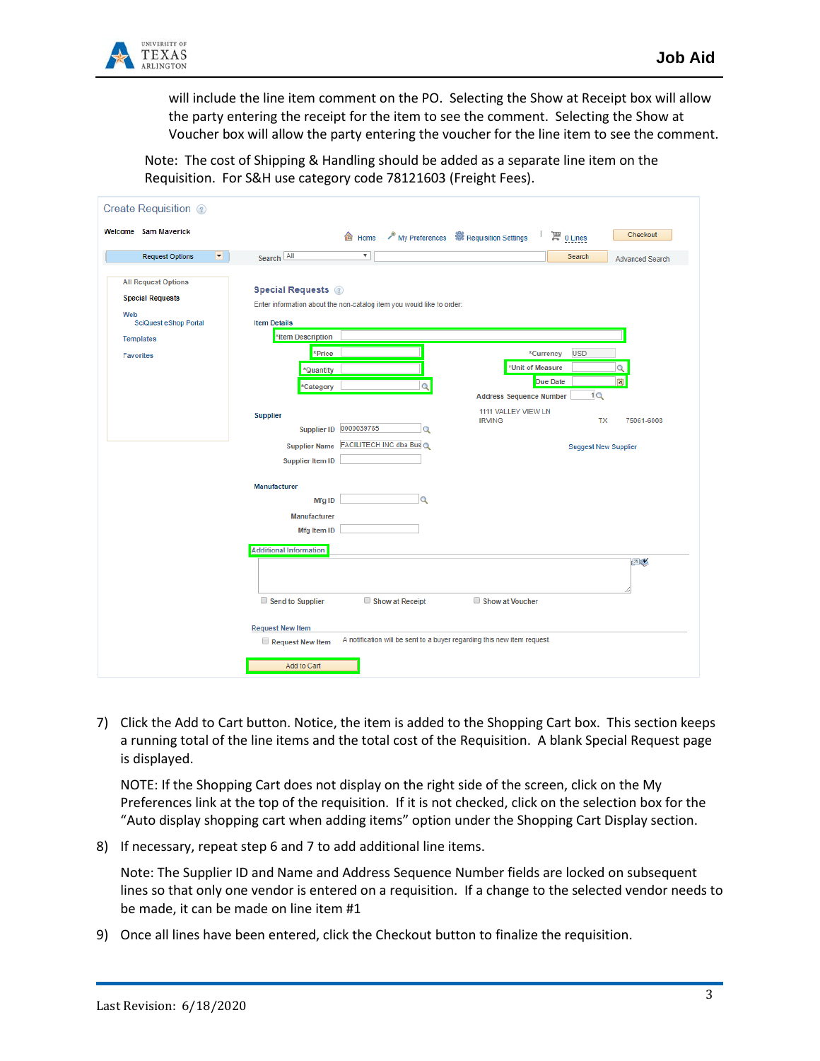will include the line item comment on the PO. Selecting the Show at Receipt box will allow the party entering the receipt for the item to see the comment. Selecting the Show at Voucher box will allow the party entering the voucher for the line item to see the comment.

Note: The cost of Shipping & Handling should be added as a separate line item on the Requisition. For S&H use category code 78121603 (Freight Fees).

7) Click the Add to Cart button. Notice, the item is added to the Shopping Cart box. This section keeps a running total of the line items and the total cost of the Requisition. A blank Special Request page is displayed.

   NOTE: If the Shopping Cart does not display on the right side of the screen, click on the My Preferences link at the top of the requisition. If it is not checked, click on the selection box for the “Auto display shopping cart when adding items” option under the Shopping Cart Display section.

8) If necessary, repeat step 6 and 7 to add additional line items.

   Note: The Supplier ID and Name and Address Sequence Number fields are locked on subsequent lines so that only one vendor is entered on a requisition. If a change to the selected vendor needs to be made, it can be made on line item #1

9) Once all lines have been entered, click the Checkout button to finalize the requisition.

Last Revision: 6/18/2020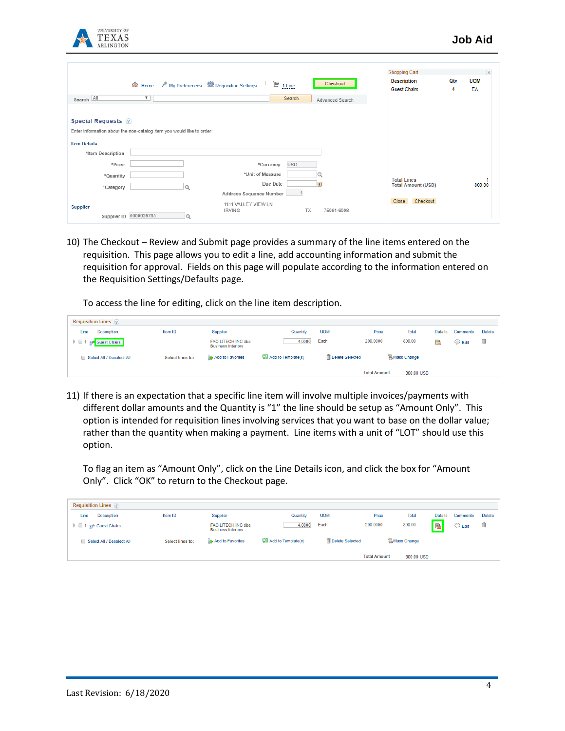10) The Checkout – Review and Submit page provides a summary of the line items entered on the requisition. This page allows you to edit a line, add accounting information and submit the requisition for approval. Fields on this page will populate according to the information entered on the Requisition Settings/Defaults page.

    To access the line for editing, click on the line item description.

11) If there is an expectation that a specific line item will involve multiple invoices/payments with different dollar amounts and the Quantity is "1" the line should be setup as "Amount Only". This option is intended for requisition lines involving services that you want to base on the dollar value; rather than the quantity when making a payment. Line items with a unit of "LOT" should use this option.

    To flag an item as "Amount Only", click on the Line Details icon, and click the box for "Amount Only". Click "OK" to return to the Checkout page.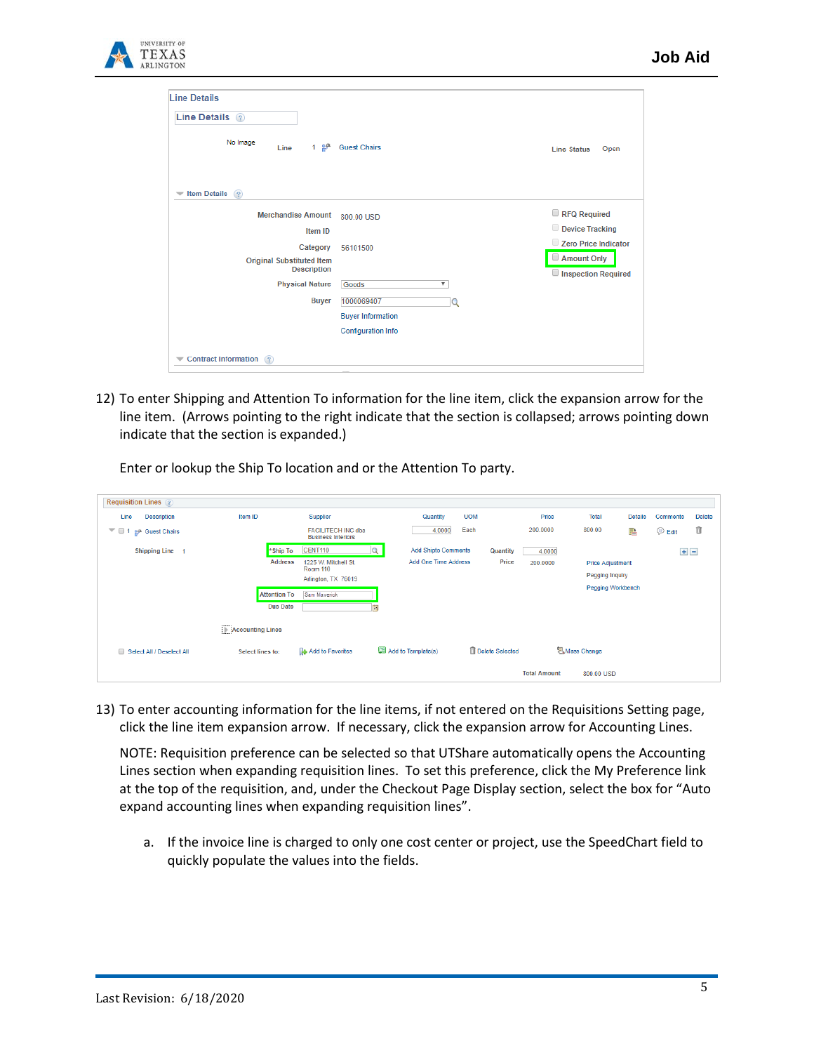12) To enter Shipping and Attention To information for the line item, click the expansion arrow for the line item. (Arrows pointing to the right indicate that the section is collapsed; arrows pointing down indicate that the section is expanded.)

    Enter or lookup the Ship To location and or the Attention To party.

13) To enter accounting information for the line items, if not entered on the Requisitions Setting page, click the line item expansion arrow. If necessary, click the expansion arrow for Accounting Lines.

    NOTE: Requisition preference can be selected so that UTShare automatically opens the Accounting Lines section when expanding requisition lines. To set this preference, click the My Preference link at the top of the requisition, and, under the Checkout Page Display section, select the box for "Auto expand accounting lines when expanding requisition lines".

    a. If the invoice line is charged to only one cost center or project, use the SpeedChart field to quickly populate the values into the fields.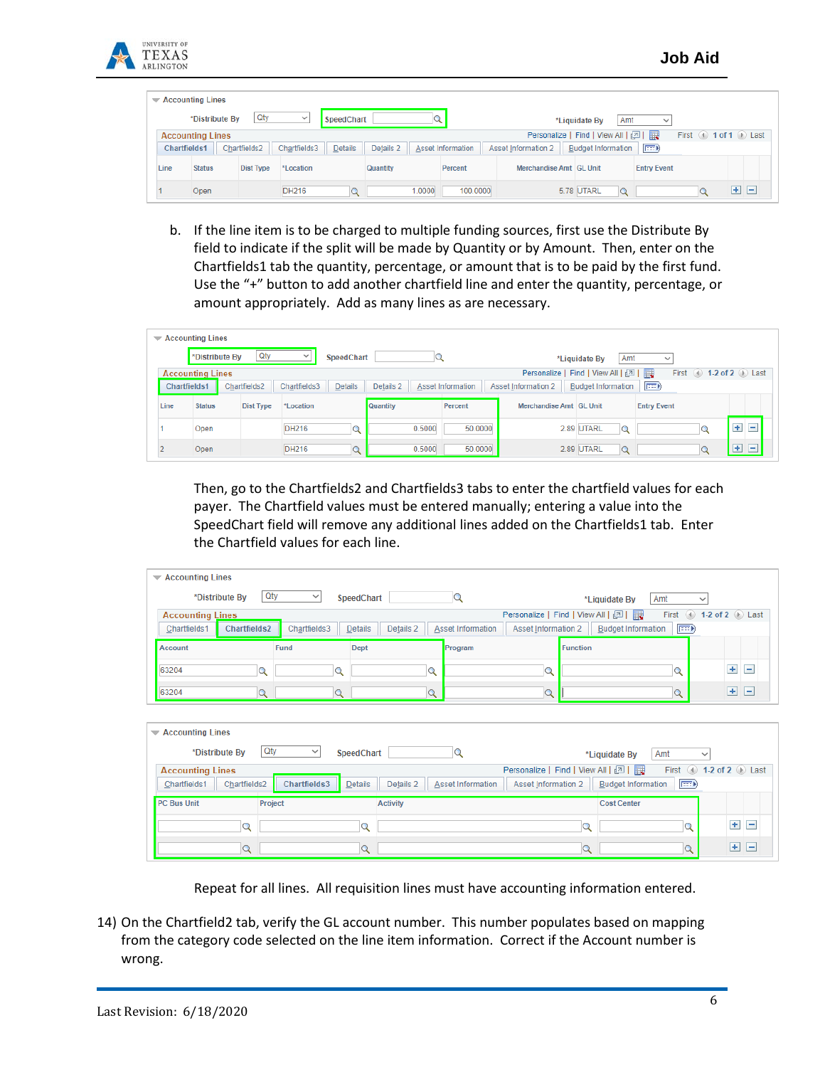**Accounting Lines**

| *Distribute By | Qty | SpeedChart | | *Liquidate By | Amt |
|---|---|---|---|---|---|

**Accounting Lines** — Personalize | Find | View All | First 1 of 1 Last

Chartfields1 | Chartfields2 | Chartfields3 | Details | Details 2 | Asset Information | Asset Information 2 | Budget Information

| Line | Status | Dist Type | *Location | Quantity | Percent | Merchandise Amt | GL Unit | Entry Event |
|---|---|---|---|---|---|---|---|---|
| 1 | Open | | DH216 | 1.0000 | 100.0000 | 5.78 | UTARL | |

b. If the line item is to be charged to multiple funding sources, first use the Distribute By field to indicate if the split will be made by Quantity or by Amount. Then, enter on the Chartfields1 tab the quantity, percentage, or amount that is to be paid by the first fund. Use the "+" button to add another chartfield line and enter the quantity, percentage, or amount appropriately. Add as many lines as are necessary.

**Accounting Lines**

| *Distribute By | Qty | SpeedChart | | *Liquidate By | Amt |
|---|---|---|---|---|---|

**Accounting Lines** — Personalize | Find | View All | First 1-2 of 2 Last

Chartfields1 | Chartfields2 | Chartfields3 | Details | Details 2 | Asset Information | Asset Information 2 | Budget Information

| Line | Status | Dist Type | *Location | Quantity | Percent | Merchandise Amt | GL Unit | Entry Event |
|---|---|---|---|---|---|---|---|---|
| 1 | Open | | DH216 | 0.5000 | 50.0000 | 2.89 | UTARL | |
| 2 | Open | | DH216 | 0.5000 | 50.0000 | 2.89 | UTARL | |

Then, go to the Chartfields2 and Chartfields3 tabs to enter the chartfield values for each payer. The Chartfield values must be entered manually; entering a value into the SpeedChart field will remove any additional lines added on the Chartfields1 tab. Enter the Chartfield values for each line.

**Accounting Lines**

| *Distribute By | Qty | SpeedChart | | *Liquidate By | Amt |
|---|---|---|---|---|---|

**Accounting Lines** — Personalize | Find | View All | First 1-2 of 2 Last

Chartfields1 | Chartfields2 | Chartfields3 | Details | Details 2 | Asset Information | Asset Information 2 | Budget Information

| Account | Fund | Dept | Program | Function |
|---|---|---|---|---|
| 63204 | | | | |
| 63204 | | | | |

**Accounting Lines**

| *Distribute By | Qty | SpeedChart | | *Liquidate By | Amt |
|---|---|---|---|---|---|

**Accounting Lines** — Personalize | Find | View All | First 1-2 of 2 Last

Chartfields1 | Chartfields2 | Chartfields3 | Details | Details 2 | Asset Information | Asset Information 2 | Budget Information

| PC Bus Unit | Project | Activity | Cost Center |
|---|---|---|---|
| | | | |
| | | | |

Repeat for all lines. All requisition lines must have accounting information entered.

14) On the Chartfield2 tab, verify the GL account number. This number populates based on mapping from the category code selected on the line item information. Correct if the Account number is wrong.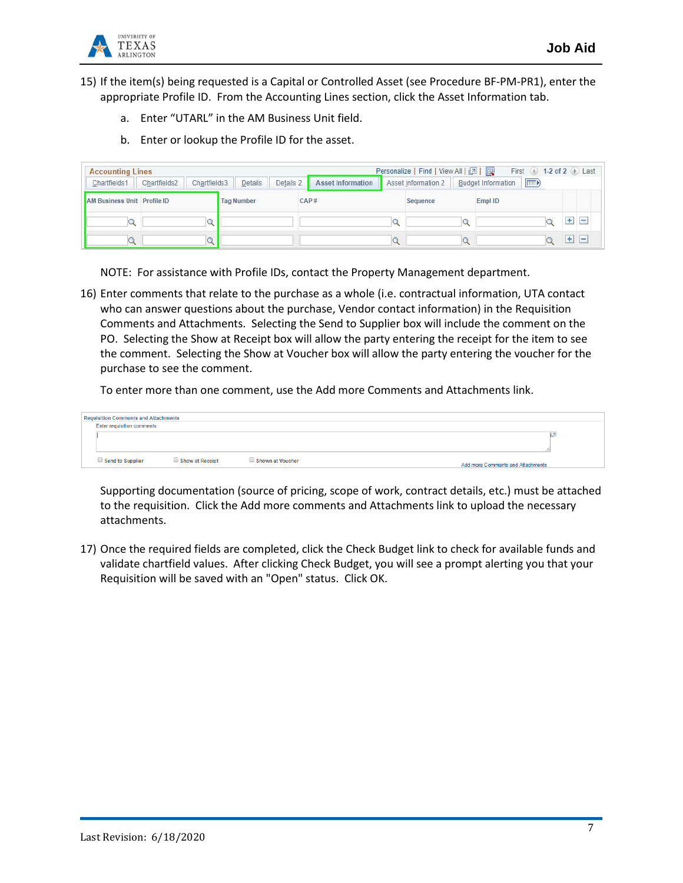15) If the item(s) being requested is a Capital or Controlled Asset (see Procedure BF-PM-PR1), enter the appropriate Profile ID. From the Accounting Lines section, click the Asset Information tab.

    a. Enter “UTARL” in the AM Business Unit field.

    b. Enter or lookup the Profile ID for the asset.

NOTE: For assistance with Profile IDs, contact the Property Management department.

16) Enter comments that relate to the purchase as a whole (i.e. contractual information, UTA contact who can answer questions about the purchase, Vendor contact information) in the Requisition Comments and Attachments. Selecting the Send to Supplier box will include the comment on the PO. Selecting the Show at Receipt box will allow the party entering the receipt for the item to see the comment. Selecting the Show at Voucher box will allow the party entering the voucher for the purchase to see the comment.

    To enter more than one comment, use the Add more Comments and Attachments link.

    Supporting documentation (source of pricing, scope of work, contract details, etc.) must be attached to the requisition. Click the Add more comments and Attachments link to upload the necessary attachments.

17) Once the required fields are completed, click the Check Budget link to check for available funds and validate chartfield values. After clicking Check Budget, you will see a prompt alerting you that your Requisition will be saved with an "Open" status. Click OK.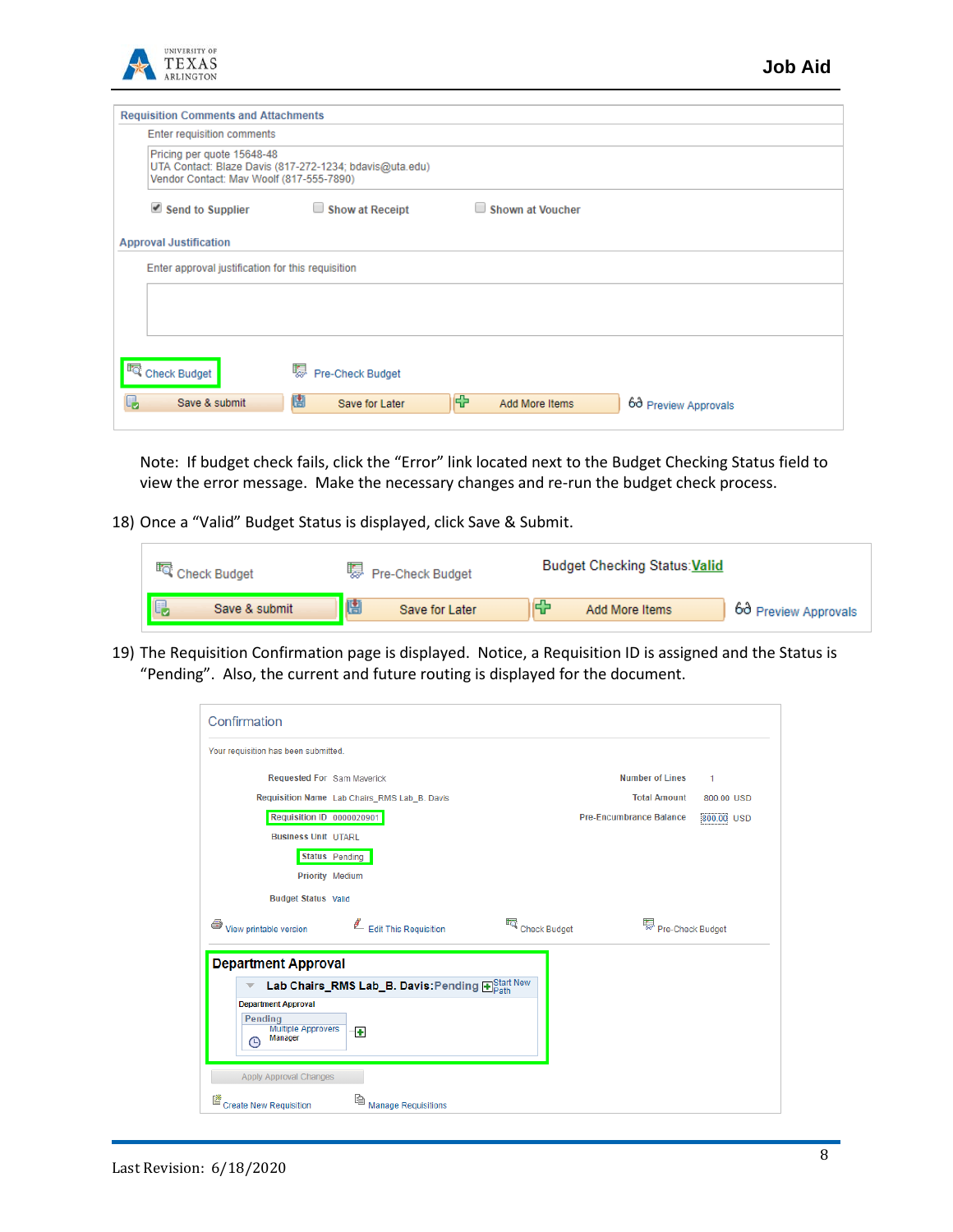Requisition Comments and Attachments

Enter requisition comments

Pricing per quote 15648-48
UTA Contact: Blaze Davis (817-272-1234; bdavis@uta.edu)
Vendor Contact: Mav Woolf (817-555-7890)

☑ Send to Supplier ☐ Show at Receipt ☐ Shown at Voucher

Approval Justification

Enter approval justification for this requisition

Check Budget Pre-Check Budget

Save & submit Save for Later Add More Items Preview Approvals

Note: If budget check fails, click the "Error" link located next to the Budget Checking Status field to view the error message. Make the necessary changes and re-run the budget check process.

18) Once a "Valid" Budget Status is displayed, click Save & Submit.

Check Budget Pre-Check Budget Budget Checking Status: Valid

Save & submit Save for Later Add More Items Preview Approvals

19) The Requisition Confirmation page is displayed. Notice, a Requisition ID is assigned and the Status is "Pending". Also, the current and future routing is displayed for the document.

Confirmation

Your requisition has been submitted.

| | | | |
|---|---|---|---|
| Requested For | Sam Maverick | Number of Lines | 1 |
| Requisition Name | Lab Chairs_RMS Lab_B. Davis | Total Amount | 800.00 USD |
| Requisition ID | 0000020901 | Pre-Encumbrance Balance | 800.00 USD |
| Business Unit | UTARL | | |
| Status | Pending | | |
| Priority | Medium | | |
| Budget Status | Valid | | |

View printable version Edit This Requisition Check Budget Pre-Check Budget

Department Approval

Lab Chairs_RMS Lab_B. Davis:Pending Start New Path

Department Approval

Pending
Multiple Approvers
Manager

Apply Approval Changes

Create New Requisition Manage Requisitions

Last Revision: 6/18/2020